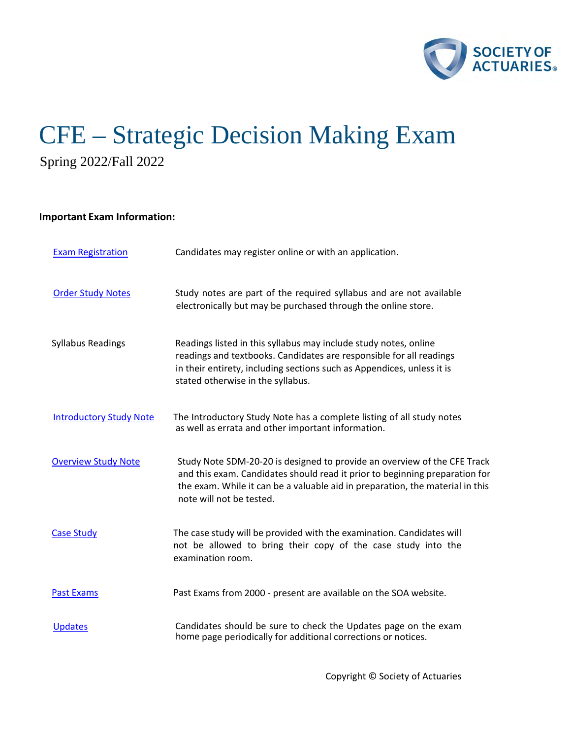# CFE – Strategic Decision Making Exam

Spring 2022/Fall 2022

**Important Exam Information:**

| | |
|---|---|
| Exam Registration | Candidates may register online or with an application. |
| Order Study Notes | Study notes are part of the required syllabus and are not available electronically but may be purchased through the online store. |
| Syllabus Readings | Readings listed in this syllabus may include study notes, online readings and textbooks. Candidates are responsible for all readings in their entirety, including sections such as Appendices, unless it is stated otherwise in the syllabus. |
| Introductory Study Note | The Introductory Study Note has a complete listing of all study notes as well as errata and other important information. |
| Overview Study Note | Study Note SDM-20-20 is designed to provide an overview of the CFE Track and this exam. Candidates should read it prior to beginning preparation for the exam. While it can be a valuable aid in preparation, the material in this note will not be tested. |
| Case Study | The case study will be provided with the examination. Candidates will not be allowed to bring their copy of the case study into the examination room. |
| Past Exams | Past Exams from 2000 - present are available on the SOA website. |
| Updates | Candidates should be sure to check the Updates page on the exam home page periodically for additional corrections or notices. |

Copyright © Society of Actuaries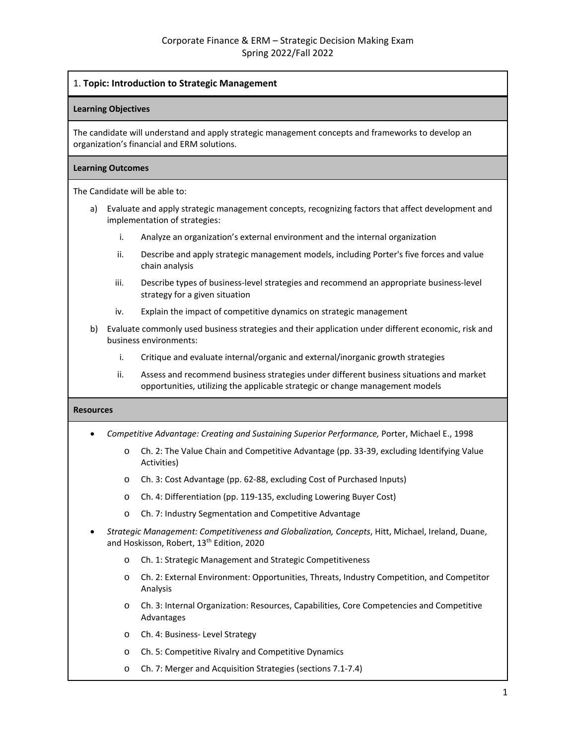# Corporate Finance & ERM – Strategic Decision Making Exam
Spring 2022/Fall 2022

## 1. Topic: Introduction to Strategic Management

### Learning Objectives

The candidate will understand and apply strategic management concepts and frameworks to develop an organization's financial and ERM solutions.

### Learning Outcomes

The Candidate will be able to:

a) Evaluate and apply strategic management concepts, recognizing factors that affect development and implementation of strategies:

   i. Analyze an organization's external environment and the internal organization

   ii. Describe and apply strategic management models, including Porter's five forces and value chain analysis

   iii. Describe types of business-level strategies and recommend an appropriate business-level strategy for a given situation

   iv. Explain the impact of competitive dynamics on strategic management

b) Evaluate commonly used business strategies and their application under different economic, risk and business environments:

   i. Critique and evaluate internal/organic and external/inorganic growth strategies

   ii. Assess and recommend business strategies under different business situations and market opportunities, utilizing the applicable strategic or change management models

### Resources

- *Competitive Advantage: Creating and Sustaining Superior Performance,* Porter, Michael E., 1998
  - Ch. 2: The Value Chain and Competitive Advantage (pp. 33-39, excluding Identifying Value Activities)
  - Ch. 3: Cost Advantage (pp. 62-88, excluding Cost of Purchased Inputs)
  - Ch. 4: Differentiation (pp. 119-135, excluding Lowering Buyer Cost)
  - Ch. 7: Industry Segmentation and Competitive Advantage
- *Strategic Management: Competitiveness and Globalization, Concepts*, Hitt, Michael, Ireland, Duane, and Hoskisson, Robert, 13th Edition, 2020
  - Ch. 1: Strategic Management and Strategic Competitiveness
  - Ch. 2: External Environment: Opportunities, Threats, Industry Competition, and Competitor Analysis
  - Ch. 3: Internal Organization: Resources, Capabilities, Core Competencies and Competitive Advantages
  - Ch. 4: Business- Level Strategy
  - Ch. 5: Competitive Rivalry and Competitive Dynamics
  - Ch. 7: Merger and Acquisition Strategies (sections 7.1-7.4)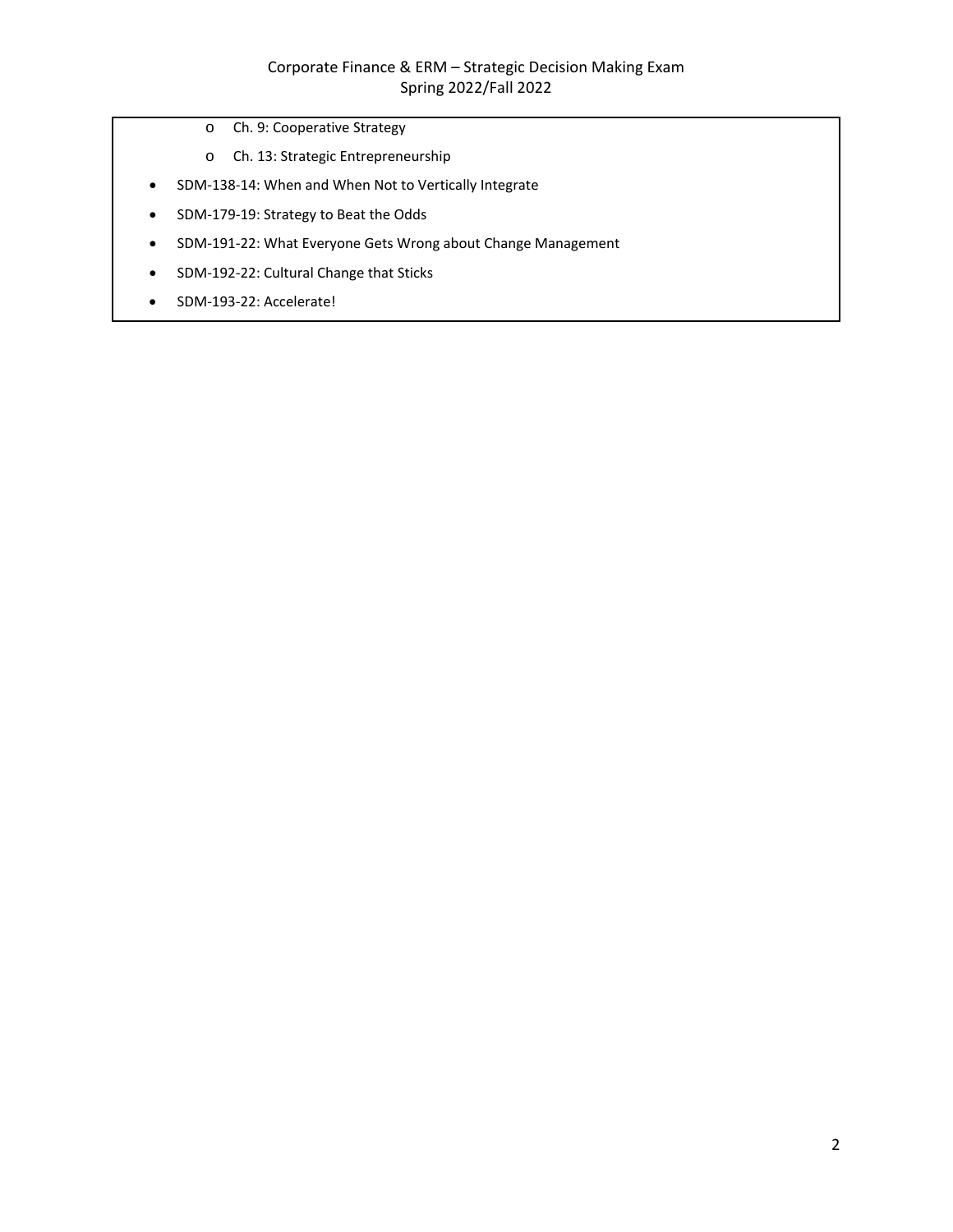- Ch. 9: Cooperative Strategy
  - Ch. 13: Strategic Entrepreneurship
- SDM-138-14: When and When Not to Vertically Integrate
- SDM-179-19: Strategy to Beat the Odds
- SDM-191-22: What Everyone Gets Wrong about Change Management
- SDM-192-22: Cultural Change that Sticks
- SDM-193-22: Accelerate!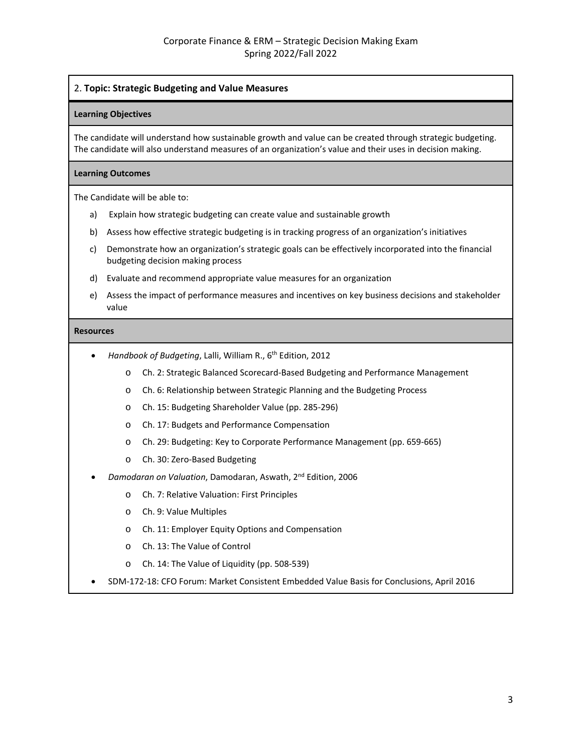## 2. **Topic: Strategic Budgeting and Value Measures**

**Learning Objectives**

The candidate will understand how sustainable growth and value can be created through strategic budgeting. The candidate will also understand measures of an organization's value and their uses in decision making.

**Learning Outcomes**

The Candidate will be able to:

a) Explain how strategic budgeting can create value and sustainable growth

b) Assess how effective strategic budgeting is in tracking progress of an organization's initiatives

c) Demonstrate how an organization's strategic goals can be effectively incorporated into the financial budgeting decision making process

d) Evaluate and recommend appropriate value measures for an organization

e) Assess the impact of performance measures and incentives on key business decisions and stakeholder value

**Resources**

- *Handbook of Budgeting*, Lalli, William R., 6th Edition, 2012
    - Ch. 2: Strategic Balanced Scorecard-Based Budgeting and Performance Management
    - Ch. 6: Relationship between Strategic Planning and the Budgeting Process
    - Ch. 15: Budgeting Shareholder Value (pp. 285-296)
    - Ch. 17: Budgets and Performance Compensation
    - Ch. 29: Budgeting: Key to Corporate Performance Management (pp. 659-665)
    - Ch. 30: Zero-Based Budgeting
- *Damodaran on Valuation*, Damodaran, Aswath, 2nd Edition, 2006
    - Ch. 7: Relative Valuation: First Principles
    - Ch. 9: Value Multiples
    - Ch. 11: Employer Equity Options and Compensation
    - Ch. 13: The Value of Control
    - Ch. 14: The Value of Liquidity (pp. 508-539)
- SDM-172-18: CFO Forum: Market Consistent Embedded Value Basis for Conclusions, April 2016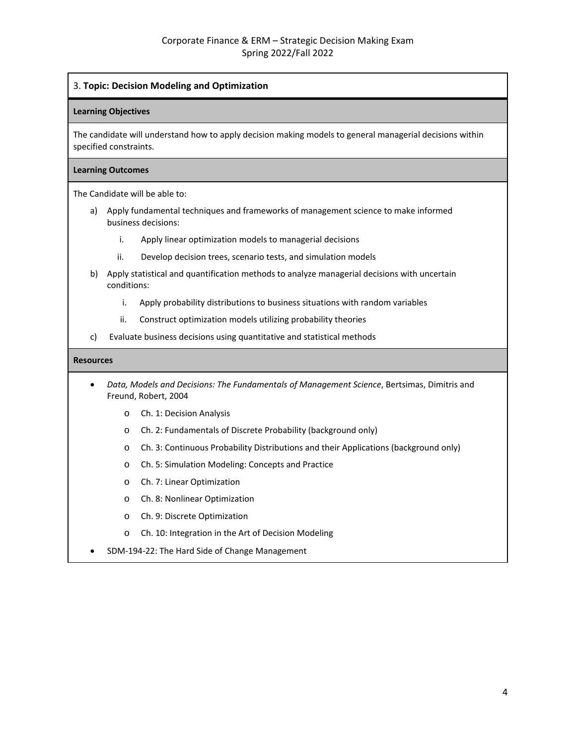## 3. **Topic: Decision Modeling and Optimization**

**Learning Objectives**

The candidate will understand how to apply decision making models to general managerial decisions within specified constraints.

**Learning Outcomes**

The Candidate will be able to:

a) Apply fundamental techniques and frameworks of management science to make informed business decisions:

   i. Apply linear optimization models to managerial decisions

   ii. Develop decision trees, scenario tests, and simulation models

b) Apply statistical and quantification methods to analyze managerial decisions with uncertain conditions:

   i. Apply probability distributions to business situations with random variables

   ii. Construct optimization models utilizing probability theories

c) Evaluate business decisions using quantitative and statistical methods

**Resources**

- *Data, Models and Decisions: The Fundamentals of Management Science*, Bertsimas, Dimitris and Freund, Robert, 2004
  - Ch. 1: Decision Analysis
  - Ch. 2: Fundamentals of Discrete Probability (background only)
  - Ch. 3: Continuous Probability Distributions and their Applications (background only)
  - Ch. 5: Simulation Modeling: Concepts and Practice
  - Ch. 7: Linear Optimization
  - Ch. 8: Nonlinear Optimization
  - Ch. 9: Discrete Optimization
  - Ch. 10: Integration in the Art of Decision Modeling
- SDM-194-22: The Hard Side of Change Management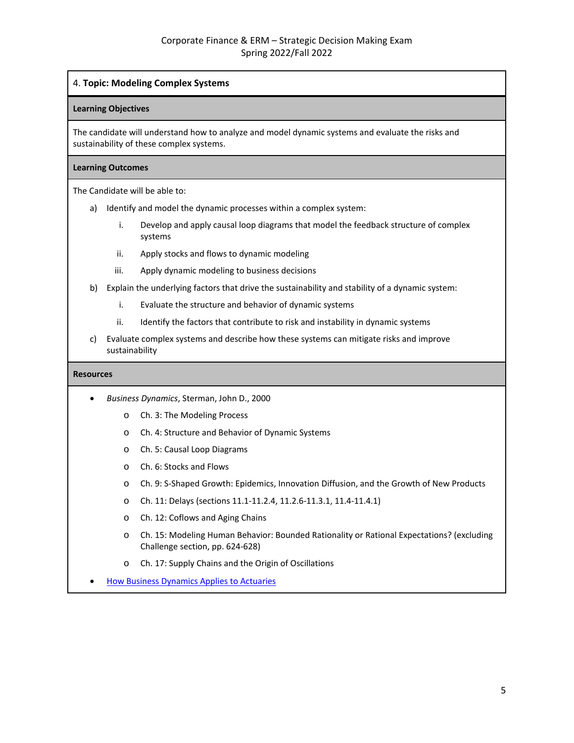## 4. **Topic: Modeling Complex Systems**

### Learning Objectives

The candidate will understand how to analyze and model dynamic systems and evaluate the risks and sustainability of these complex systems.

### Learning Outcomes

The Candidate will be able to:

a) Identify and model the dynamic processes within a complex system:

   i. Develop and apply causal loop diagrams that model the feedback structure of complex systems

   ii. Apply stocks and flows to dynamic modeling

   iii. Apply dynamic modeling to business decisions

b) Explain the underlying factors that drive the sustainability and stability of a dynamic system:

   i. Evaluate the structure and behavior of dynamic systems

   ii. Identify the factors that contribute to risk and instability in dynamic systems

c) Evaluate complex systems and describe how these systems can mitigate risks and improve sustainability

### Resources

- *Business Dynamics*, Sterman, John D., 2000
  - Ch. 3: The Modeling Process
  - Ch. 4: Structure and Behavior of Dynamic Systems
  - Ch. 5: Causal Loop Diagrams
  - Ch. 6: Stocks and Flows
  - Ch. 9: S-Shaped Growth: Epidemics, Innovation Diffusion, and the Growth of New Products
  - Ch. 11: Delays (sections 11.1-11.2.4, 11.2.6-11.3.1, 11.4-11.4.1)
  - Ch. 12: Coflows and Aging Chains
  - Ch. 15: Modeling Human Behavior: Bounded Rationality or Rational Expectations? (excluding Challenge section, pp. 624-628)
  - Ch. 17: Supply Chains and the Origin of Oscillations
- How Business Dynamics Applies to Actuaries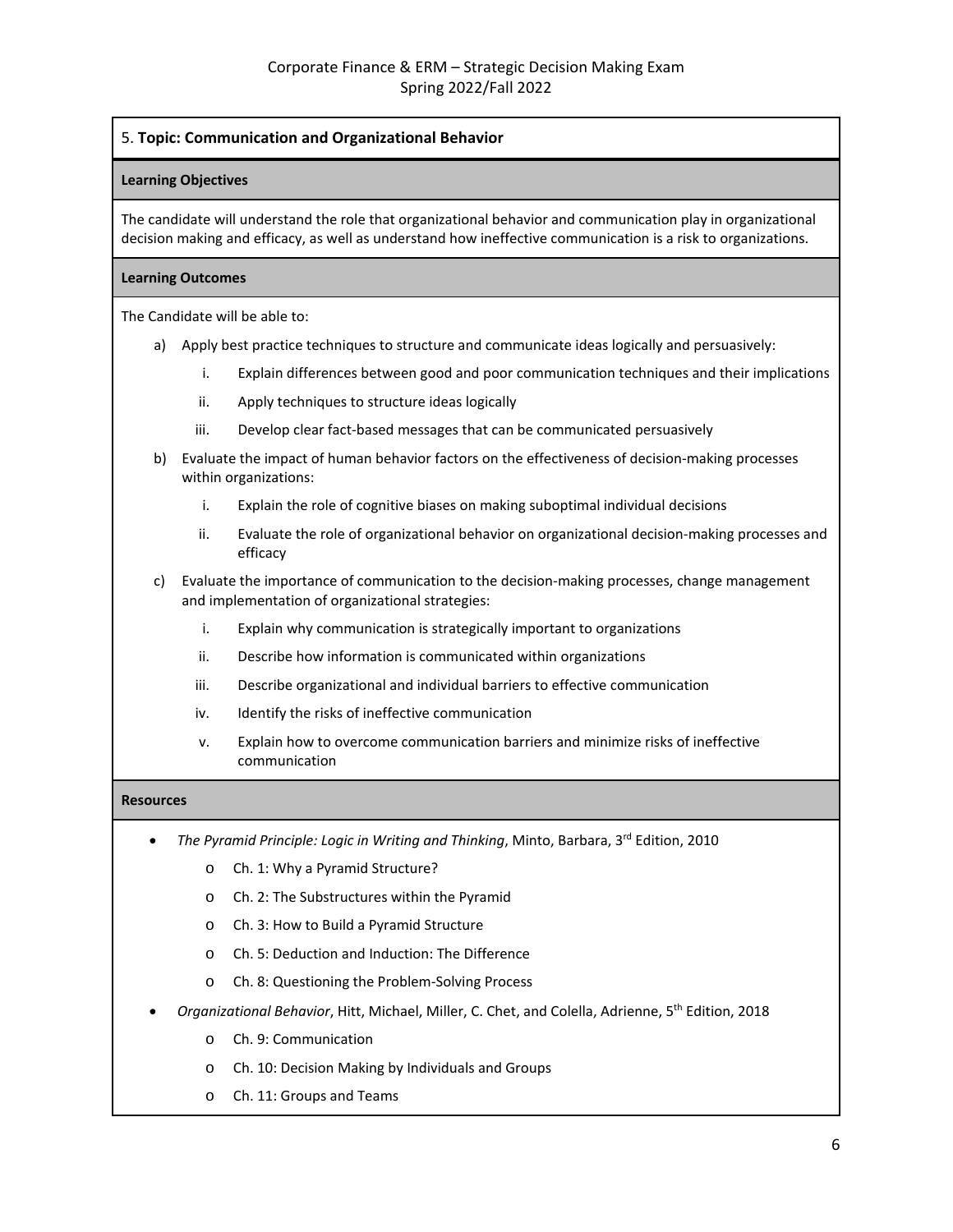## 5. **Topic: Communication and Organizational Behavior**

**Learning Objectives**

The candidate will understand the role that organizational behavior and communication play in organizational decision making and efficacy, as well as understand how ineffective communication is a risk to organizations.

**Learning Outcomes**

The Candidate will be able to:

a) Apply best practice techniques to structure and communicate ideas logically and persuasively:
   i. Explain differences between good and poor communication techniques and their implications
   ii. Apply techniques to structure ideas logically
   iii. Develop clear fact-based messages that can be communicated persuasively

b) Evaluate the impact of human behavior factors on the effectiveness of decision-making processes within organizations:
   i. Explain the role of cognitive biases on making suboptimal individual decisions
   ii. Evaluate the role of organizational behavior on organizational decision-making processes and efficacy

c) Evaluate the importance of communication to the decision-making processes, change management and implementation of organizational strategies:
   i. Explain why communication is strategically important to organizations
   ii. Describe how information is communicated within organizations
   iii. Describe organizational and individual barriers to effective communication
   iv. Identify the risks of ineffective communication
   v. Explain how to overcome communication barriers and minimize risks of ineffective communication

**Resources**

- *The Pyramid Principle: Logic in Writing and Thinking*, Minto, Barbara, 3rd Edition, 2010
  - Ch. 1: Why a Pyramid Structure?
  - Ch. 2: The Substructures within the Pyramid
  - Ch. 3: How to Build a Pyramid Structure
  - Ch. 5: Deduction and Induction: The Difference
  - Ch. 8: Questioning the Problem-Solving Process
- *Organizational Behavior*, Hitt, Michael, Miller, C. Chet, and Colella, Adrienne, 5th Edition, 2018
  - Ch. 9: Communication
  - Ch. 10: Decision Making by Individuals and Groups
  - Ch. 11: Groups and Teams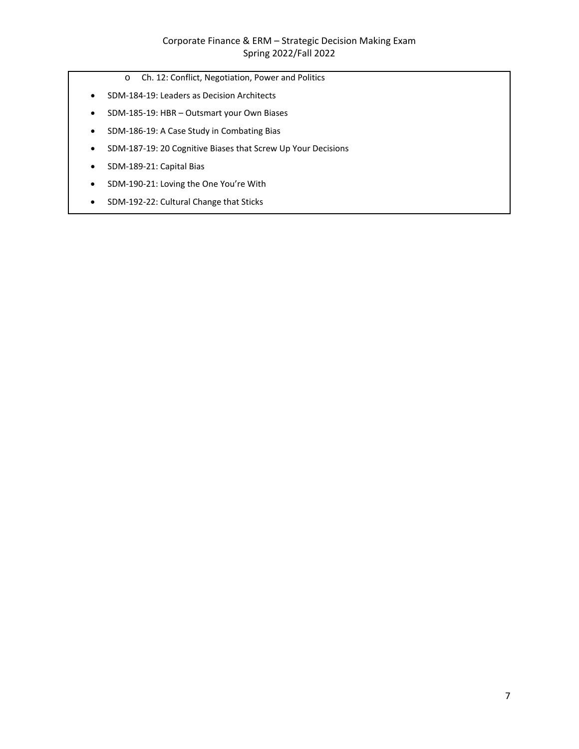- Ch. 12: Conflict, Negotiation, Power and Politics
- SDM-184-19: Leaders as Decision Architects
- SDM-185-19: HBR – Outsmart your Own Biases
- SDM-186-19: A Case Study in Combating Bias
- SDM-187-19: 20 Cognitive Biases that Screw Up Your Decisions
- SDM-189-21: Capital Bias
- SDM-190-21: Loving the One You're With
- SDM-192-22: Cultural Change that Sticks